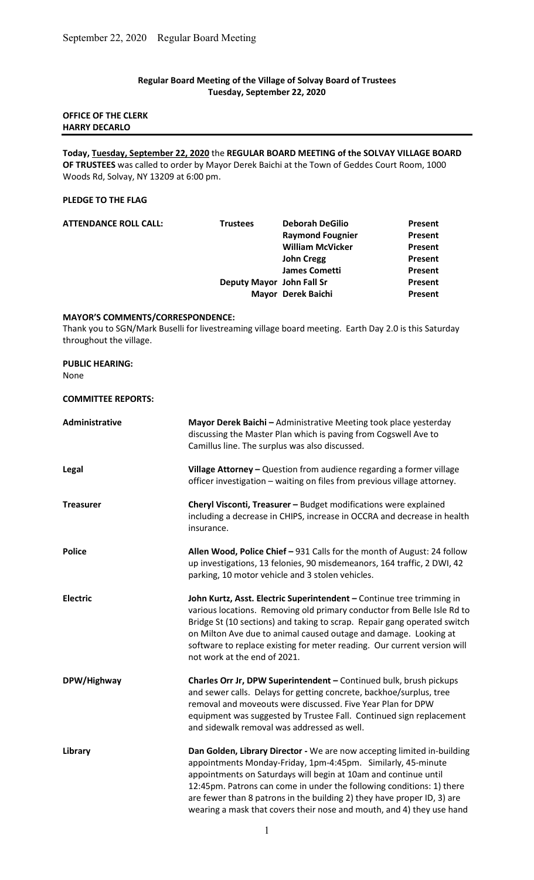**Regular Board Meeting of the Village of Solvay Board of Trustees**
**Tuesday, September 22, 2020**

**OFFICE OF THE CLERK**
**HARRY DECARLO**

---

**Today, Tuesday, September 22, 2020** the **REGULAR BOARD MEETING of the SOLVAY VILLAGE BOARD OF TRUSTEES** was called to order by Mayor Derek Baichi at the Town of Geddes Court Room, 1000 Woods Rd, Solvay, NY 13209 at 6:00 pm.

**PLEDGE TO THE FLAG**

| **ATTENDANCE ROLL CALL:** | **Trustees** | **Deborah DeGilio** | **Present** |
|---|---|---|---|
| | | **Raymond Fougnier** | **Present** |
| | | **William McVicker** | **Present** |
| | | **John Cregg** | **Present** |
| | | **James Cometti** | **Present** |
| | **Deputy Mayor** | **John Fall Sr** | **Present** |
| | **Mayor** | **Derek Baichi** | **Present** |

**MAYOR'S COMMENTS/CORRESPONDENCE:**
Thank you to SGN/Mark Buselli for livestreaming village board meeting. Earth Day 2.0 is this Saturday throughout the village.

**PUBLIC HEARING:**
None

**COMMITTEE REPORTS:**

**Administrative** — **Mayor Derek Baichi –** Administrative Meeting took place yesterday discussing the Master Plan which is paving from Cogswell Ave to Camillus line. The surplus was also discussed.

**Legal** — **Village Attorney –** Question from audience regarding a former village officer investigation – waiting on files from previous village attorney.

**Treasurer** — **Cheryl Visconti, Treasurer –** Budget modifications were explained including a decrease in CHIPS, increase in OCCRA and decrease in health insurance.

**Police** — **Allen Wood, Police Chief –** 931 Calls for the month of August: 24 follow up investigations, 13 felonies, 90 misdemeanors, 164 traffic, 2 DWI, 42 parking, 10 motor vehicle and 3 stolen vehicles.

**Electric** — **John Kurtz, Asst. Electric Superintendent –** Continue tree trimming in various locations. Removing old primary conductor from Belle Isle Rd to Bridge St (10 sections) and taking to scrap. Repair gang operated switch on Milton Ave due to animal caused outage and damage. Looking at software to replace existing for meter reading. Our current version will not work at the end of 2021.

**DPW/Highway** — **Charles Orr Jr, DPW Superintendent –** Continued bulk, brush pickups and sewer calls. Delays for getting concrete, backhoe/surplus, tree removal and moveouts were discussed. Five Year Plan for DPW equipment was suggested by Trustee Fall. Continued sign replacement and sidewalk removal was addressed as well.

**Library** — **Dan Golden, Library Director -** We are now accepting limited in-building appointments Monday-Friday, 1pm-4:45pm. Similarly, 45-minute appointments on Saturdays will begin at 10am and continue until 12:45pm. Patrons can come in under the following conditions: 1) there are fewer than 8 patrons in the building 2) they have proper ID, 3) are wearing a mask that covers their nose and mouth, and 4) they use hand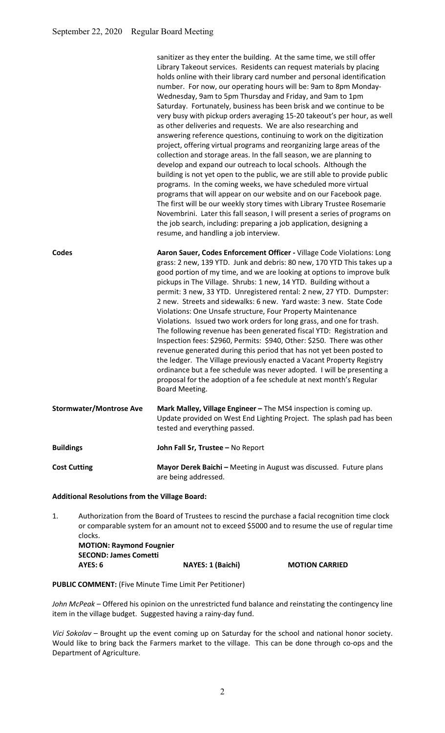sanitizer as they enter the building. At the same time, we still offer Library Takeout services. Residents can request materials by placing holds online with their library card number and personal identification number. For now, our operating hours will be: 9am to 8pm Monday-Wednesday, 9am to 5pm Thursday and Friday, and 9am to 1pm Saturday. Fortunately, business has been brisk and we continue to be very busy with pickup orders averaging 15-20 takeout's per hour, as well as other deliveries and requests. We are also researching and answering reference questions, continuing to work on the digitization project, offering virtual programs and reorganizing large areas of the collection and storage areas. In the fall season, we are planning to develop and expand our outreach to local schools. Although the building is not yet open to the public, we are still able to provide public programs. In the coming weeks, we have scheduled more virtual programs that will appear on our website and on our Facebook page. The first will be our weekly story times with Library Trustee Rosemarie Novembrini. Later this fall season, I will present a series of programs on the job search, including: preparing a job application, designing a resume, and handling a job interview.

**Codes** — **Aaron Sauer, Codes Enforcement Officer -** Village Code Violations: Long grass: 2 new, 139 YTD. Junk and debris: 80 new, 170 YTD This takes up a good portion of my time, and we are looking at options to improve bulk pickups in The Village. Shrubs: 1 new, 14 YTD. Building without a permit: 3 new, 33 YTD. Unregistered rental: 2 new, 27 YTD. Dumpster: 2 new. Streets and sidewalks: 6 new. Yard waste: 3 new. State Code Violations: One Unsafe structure, Four Property Maintenance Violations. Issued two work orders for long grass, and one for trash. The following revenue has been generated fiscal YTD: Registration and Inspection fees: $2960, Permits: $940, Other: $250. There was other revenue generated during this period that has not yet been posted to the ledger. The Village previously enacted a Vacant Property Registry ordinance but a fee schedule was never adopted. I will be presenting a proposal for the adoption of a fee schedule at next month's Regular Board Meeting.

**Stormwater/Montrose Ave** — **Mark Malley, Village Engineer –** The MS4 inspection is coming up. Update provided on West End Lighting Project. The splash pad has been tested and everything passed.

**Buildings** — **John Fall Sr, Trustee –** No Report

**Cost Cutting** — **Mayor Derek Baichi –** Meeting in August was discussed. Future plans are being addressed.

**Additional Resolutions from the Village Board:**

1. Authorization from the Board of Trustees to rescind the purchase a facial recognition time clock or comparable system for an amount not to exceed $5000 and to resume the use of regular time clocks.
   **MOTION: Raymond Fougnier**
   **SECOND: James Cometti**
   **AYES: 6** **NAYES: 1 (Baichi)** **MOTION CARRIED**

**PUBLIC COMMENT:** (Five Minute Time Limit Per Petitioner)

*John McPeak* – Offered his opinion on the unrestricted fund balance and reinstating the contingency line item in the village budget. Suggested having a rainy-day fund.

*Vici Sokolav* – Brought up the event coming up on Saturday for the school and national honor society. Would like to bring back the Farmers market to the village. This can be done through co-ops and the Department of Agriculture.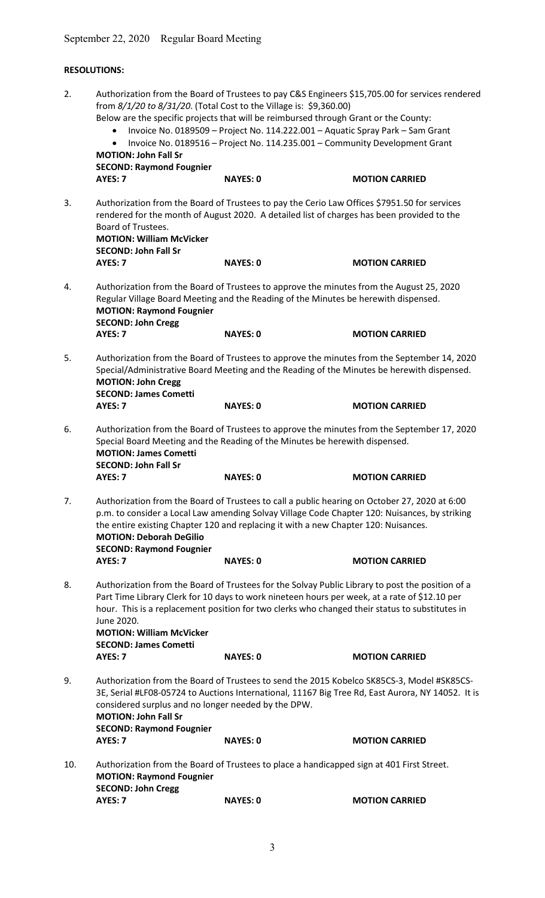**RESOLUTIONS:**

2. Authorization from the Board of Trustees to pay C&S Engineers $15,705.00 for services rendered from *8/1/20 to 8/31/20*. (Total Cost to the Village is: $9,360.00)
   Below are the specific projects that will be reimbursed through Grant or the County:
   - Invoice No. 0189509 – Project No. 114.222.001 – Aquatic Spray Park – Sam Grant
   - Invoice No. 0189516 – Project No. 114.235.001 – Community Development Grant

   **MOTION: John Fall Sr**
   **SECOND: Raymond Fougnier**
   **AYES: 7** **NAYES: 0** **MOTION CARRIED**

3. Authorization from the Board of Trustees to pay the Cerio Law Offices $7951.50 for services rendered for the month of August 2020. A detailed list of charges has been provided to the Board of Trustees.
   **MOTION: William McVicker**
   **SECOND: John Fall Sr**
   **AYES: 7** **NAYES: 0** **MOTION CARRIED**

4. Authorization from the Board of Trustees to approve the minutes from the August 25, 2020 Regular Village Board Meeting and the Reading of the Minutes be herewith dispensed.
   **MOTION: Raymond Fougnier**
   **SECOND: John Cregg**
   **AYES: 7** **NAYES: 0** **MOTION CARRIED**

5. Authorization from the Board of Trustees to approve the minutes from the September 14, 2020 Special/Administrative Board Meeting and the Reading of the Minutes be herewith dispensed.
   **MOTION: John Cregg**
   **SECOND: James Cometti**
   **AYES: 7** **NAYES: 0** **MOTION CARRIED**

6. Authorization from the Board of Trustees to approve the minutes from the September 17, 2020 Special Board Meeting and the Reading of the Minutes be herewith dispensed.
   **MOTION: James Cometti**
   **SECOND: John Fall Sr**
   **AYES: 7** **NAYES: 0** **MOTION CARRIED**

7. Authorization from the Board of Trustees to call a public hearing on October 27, 2020 at 6:00 p.m. to consider a Local Law amending Solvay Village Code Chapter 120: Nuisances, by striking the entire existing Chapter 120 and replacing it with a new Chapter 120: Nuisances.
   **MOTION: Deborah DeGilio**
   **SECOND: Raymond Fougnier**
   **AYES: 7** **NAYES: 0** **MOTION CARRIED**

8. Authorization from the Board of Trustees for the Solvay Public Library to post the position of a Part Time Library Clerk for 10 days to work nineteen hours per week, at a rate of $12.10 per hour. This is a replacement position for two clerks who changed their status to substitutes in June 2020.
   **MOTION: William McVicker**
   **SECOND: James Cometti**
   **AYES: 7** **NAYES: 0** **MOTION CARRIED**

9. Authorization from the Board of Trustees to send the 2015 Kobelco SK85CS-3, Model #SK85CS-3E, Serial #LF08-05724 to Auctions International, 11167 Big Tree Rd, East Aurora, NY 14052. It is considered surplus and no longer needed by the DPW.
   **MOTION: John Fall Sr**
   **SECOND: Raymond Fougnier**
   **AYES: 7** **NAYES: 0** **MOTION CARRIED**

10. Authorization from the Board of Trustees to place a handicapped sign at 401 First Street.
    **MOTION: Raymond Fougnier**
    **SECOND: John Cregg**
    **AYES: 7** **NAYES: 0** **MOTION CARRIED**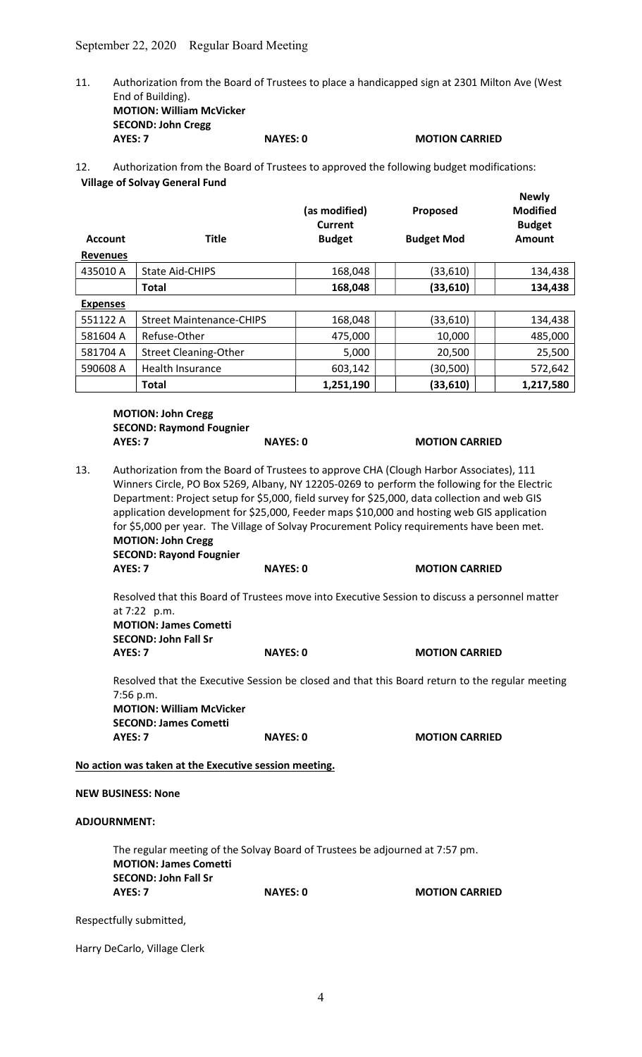September 22, 2020 Regular Board Meeting

11. Authorization from the Board of Trustees to place a handicapped sign at 2301 Milton Ave (West End of Building).
**MOTION: William McVicker**
**SECOND: John Cregg**
**AYES: 7** **NAYES: 0** **MOTION CARRIED**

12. Authorization from the Board of Trustees to approved the following budget modifications:
**Village of Solvay General Fund**

| Account | Title | (as modified) Current Budget | Proposed Budget Mod | Newly Modified Budget Amount |
|---|---|---|---|---|
| **Revenues** | | | | |
| 435010 A | State Aid-CHIPS | 168,048 | (33,610) | 134,438 |
| | **Total** | **168,048** | **(33,610)** | **134,438** |
| **Expenses** | | | | |
| 551122 A | Street Maintenance-CHIPS | 168,048 | (33,610) | 134,438 |
| 581604 A | Refuse-Other | 475,000 | 10,000 | 485,000 |
| 581704 A | Street Cleaning-Other | 5,000 | 20,500 | 25,500 |
| 590608 A | Health Insurance | 603,142 | (30,500) | 572,642 |
| | **Total** | **1,251,190** | **(33,610)** | **1,217,580** |

**MOTION: John Cregg**
**SECOND: Raymond Fougnier**
**AYES: 7** **NAYES: 0** **MOTION CARRIED**

13. Authorization from the Board of Trustees to approve CHA (Clough Harbor Associates), 111 Winners Circle, PO Box 5269, Albany, NY 12205-0269 to perform the following for the Electric Department: Project setup for $5,000, field survey for $25,000, data collection and web GIS application development for $25,000, Feeder maps $10,000 and hosting web GIS application for $5,000 per year. The Village of Solvay Procurement Policy requirements have been met.
**MOTION: John Cregg**
**SECOND: Rayond Fougnier**
**AYES: 7** **NAYES: 0** **MOTION CARRIED**

Resolved that this Board of Trustees move into Executive Session to discuss a personnel matter at 7:22 p.m.
**MOTION: James Cometti**
**SECOND: John Fall Sr**
**AYES: 7** **NAYES: 0** **MOTION CARRIED**

Resolved that the Executive Session be closed and that this Board return to the regular meeting 7:56 p.m.
**MOTION: William McVicker**
**SECOND: James Cometti**
**AYES: 7** **NAYES: 0** **MOTION CARRIED**

**No action was taken at the Executive session meeting.**

**NEW BUSINESS: None**

**ADJOURNMENT:**

The regular meeting of the Solvay Board of Trustees be adjourned at 7:57 pm.
**MOTION: James Cometti**
**SECOND: John Fall Sr**
**AYES: 7** **NAYES: 0** **MOTION CARRIED**

Respectfully submitted,

Harry DeCarlo, Village Clerk